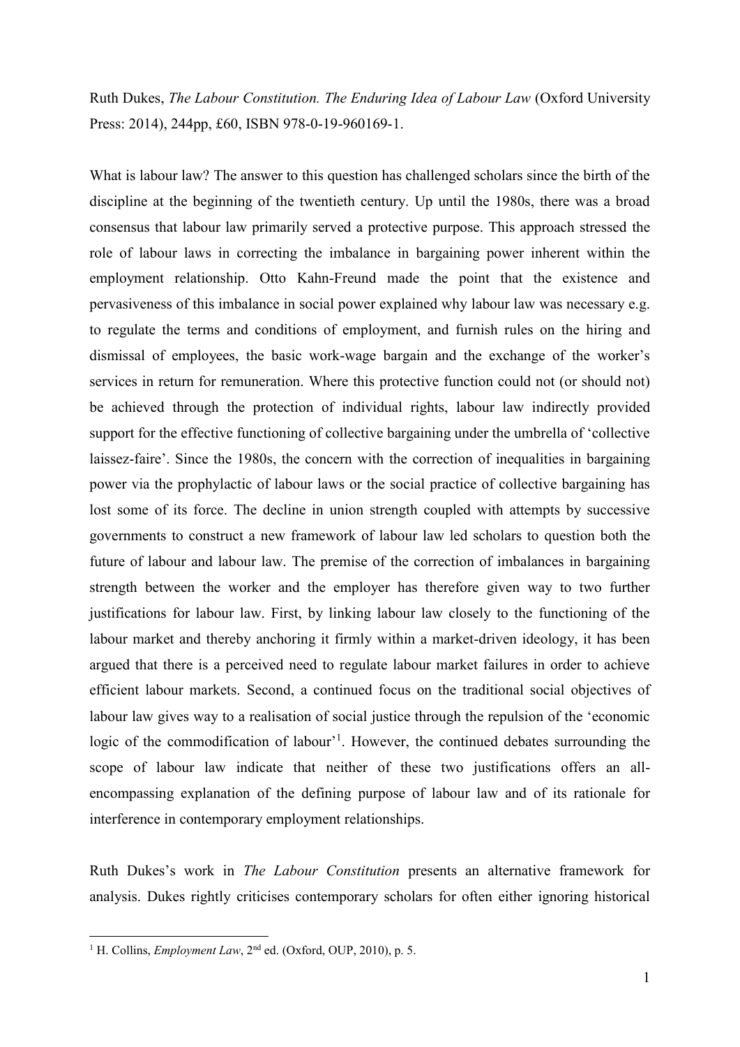Ruth Dukes, *The Labour Constitution. The Enduring Idea of Labour Law* (Oxford University Press: 2014), 244pp, £60, ISBN 978-0-19-960169-1.

What is labour law? The answer to this question has challenged scholars since the birth of the discipline at the beginning of the twentieth century. Up until the 1980s, there was a broad consensus that labour law primarily served a protective purpose. This approach stressed the role of labour laws in correcting the imbalance in bargaining power inherent within the employment relationship. Otto Kahn-Freund made the point that the existence and pervasiveness of this imbalance in social power explained why labour law was necessary e.g. to regulate the terms and conditions of employment, and furnish rules on the hiring and dismissal of employees, the basic work-wage bargain and the exchange of the worker's services in return for remuneration. Where this protective function could not (or should not) be achieved through the protection of individual rights, labour law indirectly provided support for the effective functioning of collective bargaining under the umbrella of 'collective laissez-faire'. Since the 1980s, the concern with the correction of inequalities in bargaining power via the prophylactic of labour laws or the social practice of collective bargaining has lost some of its force. The decline in union strength coupled with attempts by successive governments to construct a new framework of labour law led scholars to question both the future of labour and labour law. The premise of the correction of imbalances in bargaining strength between the worker and the employer has therefore given way to two further justifications for labour law. First, by linking labour law closely to the functioning of the labour market and thereby anchoring it firmly within a market-driven ideology, it has been argued that there is a perceived need to regulate labour market failures in order to achieve efficient labour markets. Second, a continued focus on the traditional social objectives of labour law gives way to a realisation of social justice through the repulsion of the 'economic logic of the commodification of labour'[1]. However, the continued debates surrounding the scope of labour law indicate that neither of these two justifications offers an all-encompassing explanation of the defining purpose of labour law and of its rationale for interference in contemporary employment relationships.

Ruth Dukes's work in *The Labour Constitution* presents an alternative framework for analysis. Dukes rightly criticises contemporary scholars for often either ignoring historical

[1] H. Collins, *Employment Law*, 2nd ed. (Oxford, OUP, 2010), p. 5.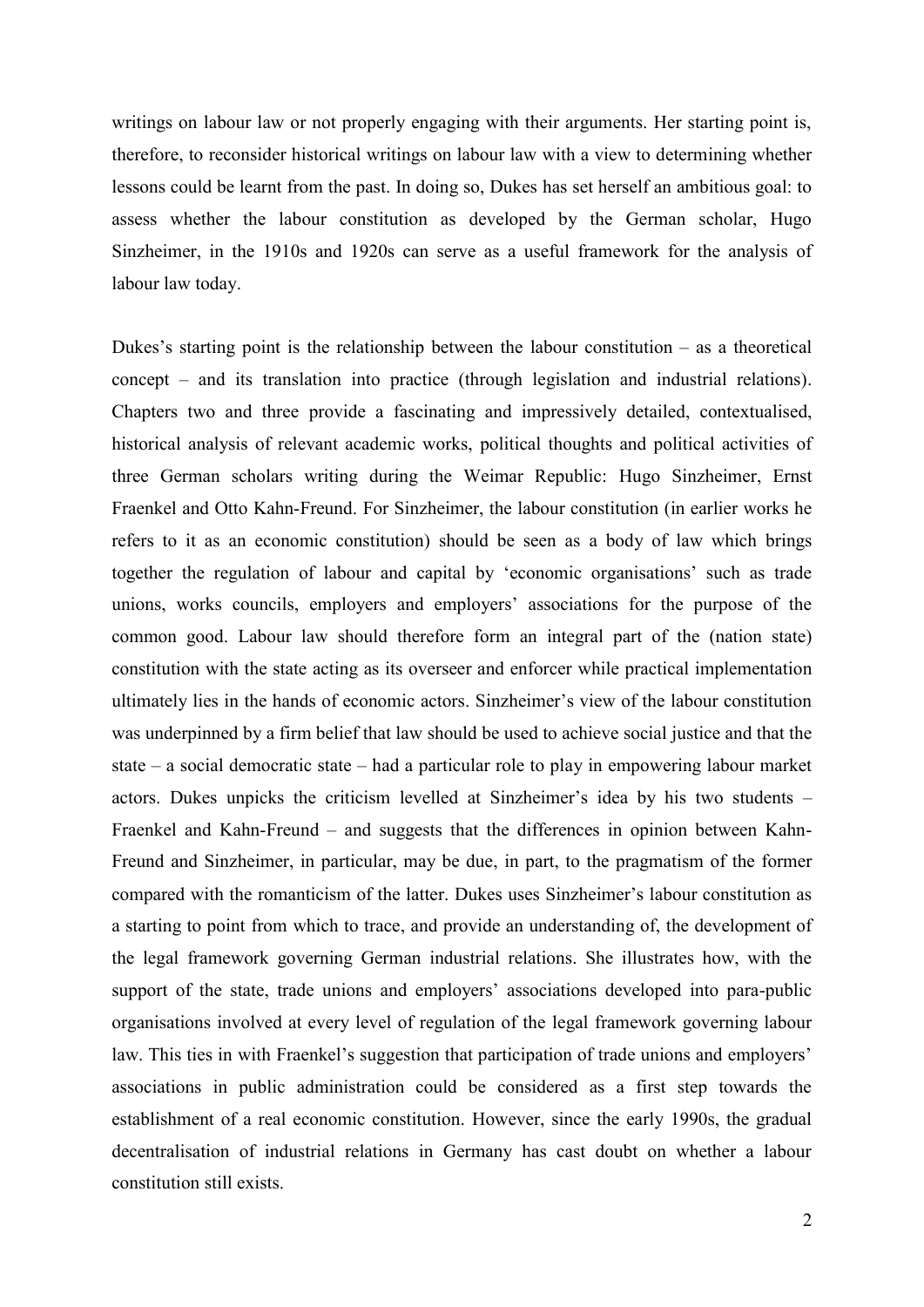writings on labour law or not properly engaging with their arguments. Her starting point is, therefore, to reconsider historical writings on labour law with a view to determining whether lessons could be learnt from the past. In doing so, Dukes has set herself an ambitious goal: to assess whether the labour constitution as developed by the German scholar, Hugo Sinzheimer, in the 1910s and 1920s can serve as a useful framework for the analysis of labour law today.

Dukes's starting point is the relationship between the labour constitution – as a theoretical concept – and its translation into practice (through legislation and industrial relations). Chapters two and three provide a fascinating and impressively detailed, contextualised, historical analysis of relevant academic works, political thoughts and political activities of three German scholars writing during the Weimar Republic: Hugo Sinzheimer, Ernst Fraenkel and Otto Kahn-Freund. For Sinzheimer, the labour constitution (in earlier works he refers to it as an economic constitution) should be seen as a body of law which brings together the regulation of labour and capital by 'economic organisations' such as trade unions, works councils, employers and employers' associations for the purpose of the common good. Labour law should therefore form an integral part of the (nation state) constitution with the state acting as its overseer and enforcer while practical implementation ultimately lies in the hands of economic actors. Sinzheimer's view of the labour constitution was underpinned by a firm belief that law should be used to achieve social justice and that the state – a social democratic state – had a particular role to play in empowering labour market actors. Dukes unpicks the criticism levelled at Sinzheimer's idea by his two students – Fraenkel and Kahn-Freund – and suggests that the differences in opinion between Kahn-Freund and Sinzheimer, in particular, may be due, in part, to the pragmatism of the former compared with the romanticism of the latter. Dukes uses Sinzheimer's labour constitution as a starting to point from which to trace, and provide an understanding of, the development of the legal framework governing German industrial relations. She illustrates how, with the support of the state, trade unions and employers' associations developed into para-public organisations involved at every level of regulation of the legal framework governing labour law. This ties in with Fraenkel's suggestion that participation of trade unions and employers' associations in public administration could be considered as a first step towards the establishment of a real economic constitution. However, since the early 1990s, the gradual decentralisation of industrial relations in Germany has cast doubt on whether a labour constitution still exists.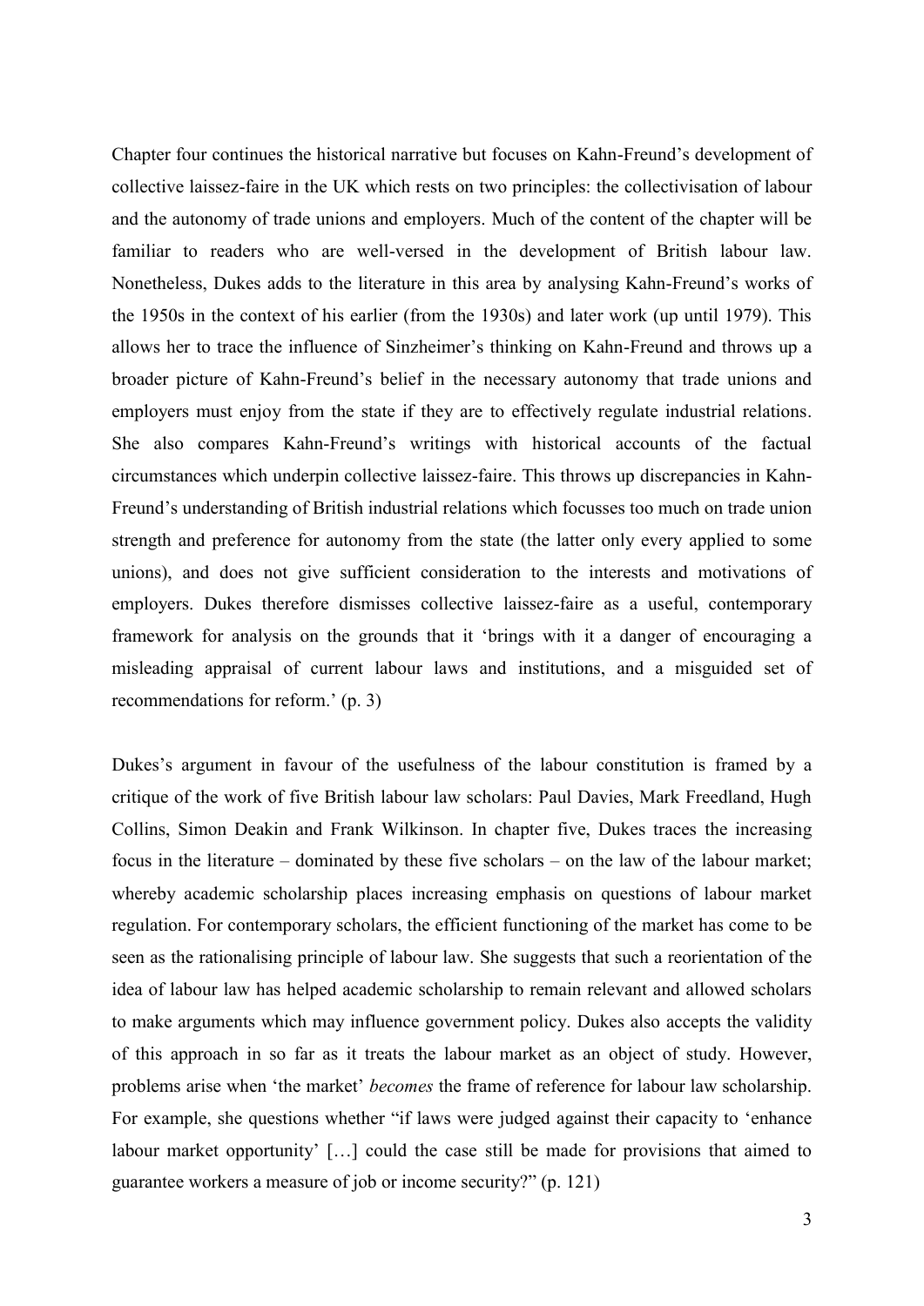Chapter four continues the historical narrative but focuses on Kahn-Freund's development of collective laissez-faire in the UK which rests on two principles: the collectivisation of labour and the autonomy of trade unions and employers. Much of the content of the chapter will be familiar to readers who are well-versed in the development of British labour law. Nonetheless, Dukes adds to the literature in this area by analysing Kahn-Freund's works of the 1950s in the context of his earlier (from the 1930s) and later work (up until 1979). This allows her to trace the influence of Sinzheimer's thinking on Kahn-Freund and throws up a broader picture of Kahn-Freund's belief in the necessary autonomy that trade unions and employers must enjoy from the state if they are to effectively regulate industrial relations. She also compares Kahn-Freund's writings with historical accounts of the factual circumstances which underpin collective laissez-faire. This throws up discrepancies in Kahn-Freund's understanding of British industrial relations which focusses too much on trade union strength and preference for autonomy from the state (the latter only every applied to some unions), and does not give sufficient consideration to the interests and motivations of employers. Dukes therefore dismisses collective laissez-faire as a useful, contemporary framework for analysis on the grounds that it 'brings with it a danger of encouraging a misleading appraisal of current labour laws and institutions, and a misguided set of recommendations for reform.' (p. 3)

Dukes's argument in favour of the usefulness of the labour constitution is framed by a critique of the work of five British labour law scholars: Paul Davies, Mark Freedland, Hugh Collins, Simon Deakin and Frank Wilkinson. In chapter five, Dukes traces the increasing focus in the literature – dominated by these five scholars – on the law of the labour market; whereby academic scholarship places increasing emphasis on questions of labour market regulation. For contemporary scholars, the efficient functioning of the market has come to be seen as the rationalising principle of labour law. She suggests that such a reorientation of the idea of labour law has helped academic scholarship to remain relevant and allowed scholars to make arguments which may influence government policy. Dukes also accepts the validity of this approach in so far as it treats the labour market as an object of study. However, problems arise when 'the market' *becomes* the frame of reference for labour law scholarship. For example, she questions whether "if laws were judged against their capacity to 'enhance labour market opportunity' […] could the case still be made for provisions that aimed to guarantee workers a measure of job or income security?" (p. 121)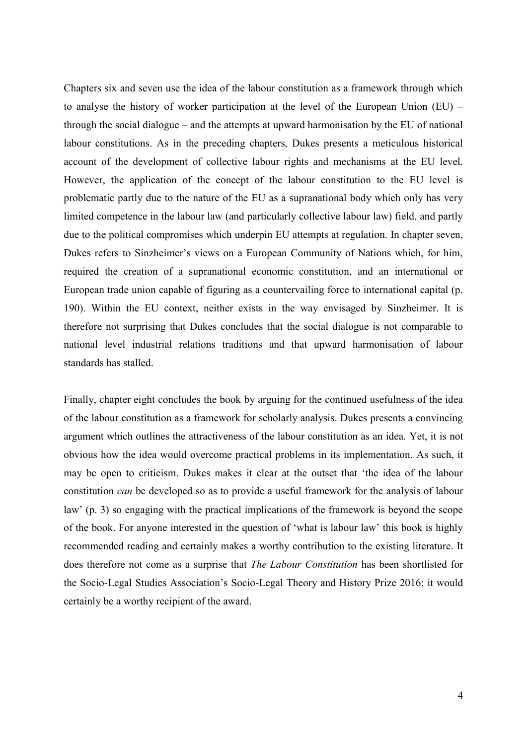Chapters six and seven use the idea of the labour constitution as a framework through which to analyse the history of worker participation at the level of the European Union (EU) – through the social dialogue – and the attempts at upward harmonisation by the EU of national labour constitutions. As in the preceding chapters, Dukes presents a meticulous historical account of the development of collective labour rights and mechanisms at the EU level. However, the application of the concept of the labour constitution to the EU level is problematic partly due to the nature of the EU as a supranational body which only has very limited competence in the labour law (and particularly collective labour law) field, and partly due to the political compromises which underpin EU attempts at regulation. In chapter seven, Dukes refers to Sinzheimer's views on a European Community of Nations which, for him, required the creation of a supranational economic constitution, and an international or European trade union capable of figuring as a countervailing force to international capital (p. 190). Within the EU context, neither exists in the way envisaged by Sinzheimer. It is therefore not surprising that Dukes concludes that the social dialogue is not comparable to national level industrial relations traditions and that upward harmonisation of labour standards has stalled.

Finally, chapter eight concludes the book by arguing for the continued usefulness of the idea of the labour constitution as a framework for scholarly analysis. Dukes presents a convincing argument which outlines the attractiveness of the labour constitution as an idea. Yet, it is not obvious how the idea would overcome practical problems in its implementation. As such, it may be open to criticism. Dukes makes it clear at the outset that 'the idea of the labour constitution *can* be developed so as to provide a useful framework for the analysis of labour law' (p. 3) so engaging with the practical implications of the framework is beyond the scope of the book. For anyone interested in the question of 'what is labour law' this book is highly recommended reading and certainly makes a worthy contribution to the existing literature. It does therefore not come as a surprise that *The Labour Constitution* has been shortlisted for the Socio-Legal Studies Association's Socio-Legal Theory and History Prize 2016; it would certainly be a worthy recipient of the award.